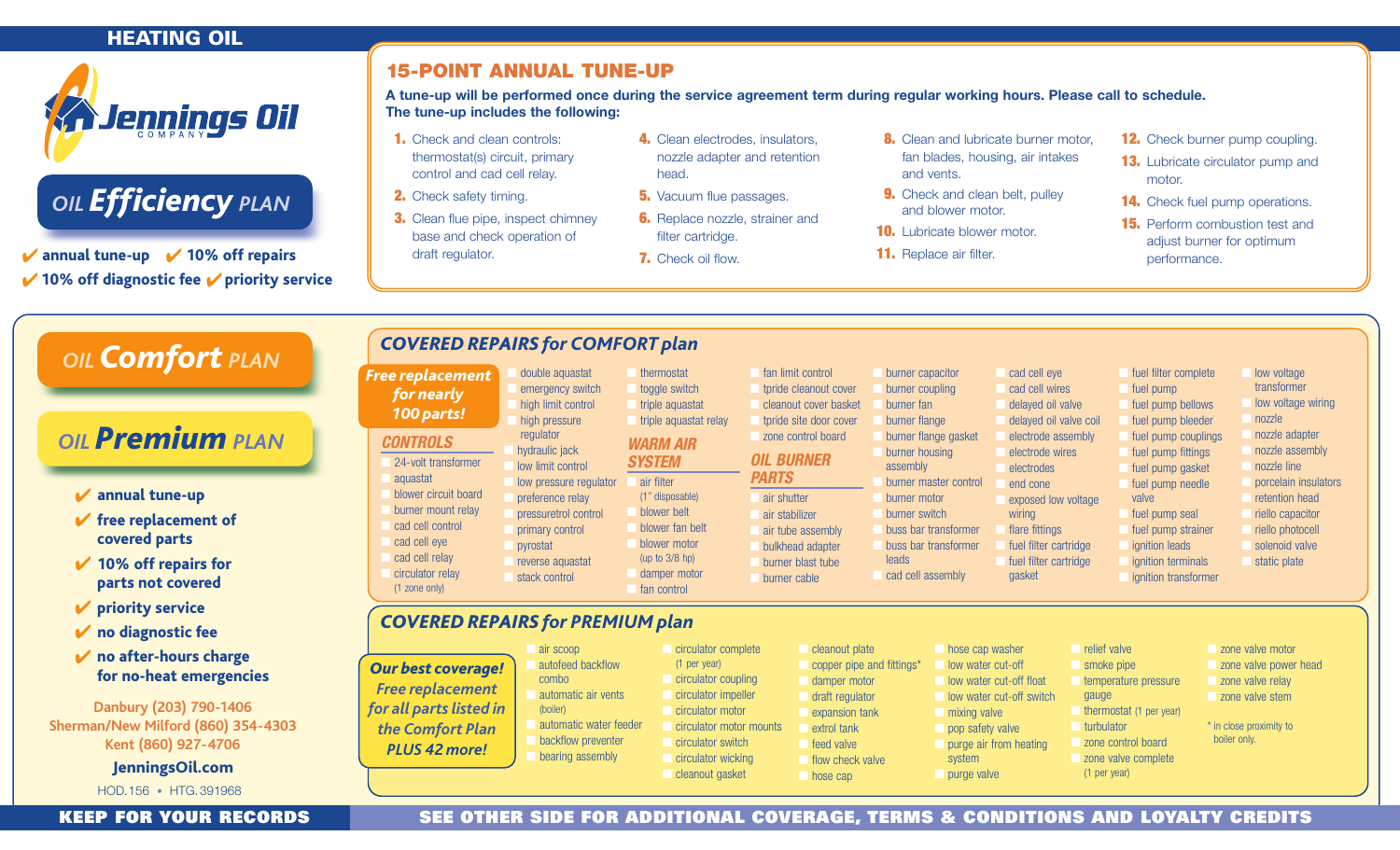# HEATING OIL

Jennings Oil COMPANY

## OIL Efficiency PLAN

✔ annual tune-up ✔ 10% off repairs
✔ 10% off diagnostic fee ✔ priority service

## 15-POINT ANNUAL TUNE-UP

**A tune-up will be performed once during the service agreement term during regular working hours. Please call to schedule. The tune-up includes the following:**

1. Check and clean controls: thermostat(s) circuit, primary control and cad cell relay.
2. Check safety timing.
3. Clean flue pipe, inspect chimney base and check operation of draft regulator.
4. Clean electrodes, insulators, nozzle adapter and retention head.
5. Vacuum flue passages.
6. Replace nozzle, strainer and filter cartridge.
7. Check oil flow.
8. Clean and lubricate burner motor, fan blades, housing, air intakes and vents.
9. Check and clean belt, pulley and blower motor.
10. Lubricate blower motor.
11. Replace air filter.
12. Check burner pump coupling.
13. Lubricate circulator pump and motor.
14. Check fuel pump operations.
15. Perform combustion test and adjust burner for optimum performance.

## OIL Comfort PLAN

## OIL Premium PLAN

- ✔ annual tune-up
- ✔ free replacement of covered parts
- ✔ 10% off repairs for parts not covered
- ✔ priority service
- ✔ no diagnostic fee
- ✔ no after-hours charge for no-heat emergencies

Danbury (203) 790-1406
Sherman/New Milford (860) 354-4303
Kent (860) 927-4706

**JenningsOil.com**

HOD.156 • HTG.391968

## COVERED REPAIRS for COMFORT plan

**Free replacement for nearly 100 parts!**

### CONTROLS

- 24-volt transformer
- aquastat
- blower circuit board
- burner mount relay
- cad cell control
- cad cell eye
- cad cell relay
- circulator relay (1 zone only)
- double aquastat
- emergency switch
- high limit control
- high pressure regulator
- hydraulic jack
- low limit control
- low pressure regulator
- preference relay
- pressuretrol control
- primary control
- pyrostat
- reverse aquastat
- stack control
- thermostat
- toggle switch
- triple aquastat
- triple aquastat relay

### WARM AIR SYSTEM

- air filter (1" disposable)
- blower belt
- blower fan belt
- blower motor (up to 3/8 hp)
- damper motor
- fan control
- fan limit control
- tpride cleanout cover
- cleanout cover basket
- tpride site door cover
- zone control board

### OIL BURNER PARTS

- air shutter
- air stabilizer
- air tube assembly
- bulkhead adapter
- burner blast tube
- burner cable
- burner capacitor
- burner coupling
- burner fan
- burner flange
- burner flange gasket
- burner housing assembly
- burner master control
- burner motor
- burner switch
- buss bar transformer
- buss bar transformer leads
- cad cell assembly
- cad cell eye
- cad cell wires
- delayed oil valve
- delayed oil valve coil
- electrode assembly
- electrode wires
- electrodes
- end cone
- exposed low voltage wiring
- flare fittings
- fuel filter cartridge
- fuel filter cartridge gasket
- fuel filter complete
- fuel pump
- fuel pump bellows
- fuel pump bleeder
- fuel pump couplings
- fuel pump fittings
- fuel pump gasket
- fuel pump needle valve
- fuel pump seal
- fuel pump strainer
- ignition leads
- ignition terminals
- ignition transformer
- low voltage transformer
- low voltage wiring
- nozzle
- nozzle adapter
- nozzle assembly
- nozzle line
- porcelain insulators
- retention head
- riello capacitor
- riello photocell
- solenoid valve
- static plate

## COVERED REPAIRS for PREMIUM plan

**Our best coverage! Free replacement for all parts listed in the Comfort Plan PLUS 42 more!**

- air scoop
- autofeed backflow combo
- automatic air vents (boiler)
- automatic water feeder
- backflow preventer
- bearing assembly
- circulator complete (1 per year)
- circulator coupling
- circulator impeller
- circulator motor
- circulator motor mounts
- circulator switch
- circulator wicking
- cleanout gasket
- cleanout plate
- copper pipe and fittings*
- damper motor
- draft regulator
- expansion tank
- extrol tank
- feed valve
- flow check valve
- hose cap
- hose cap washer
- low water cut-off
- low water cut-off float
- low water cut-off switch
- mixing valve
- pop safety valve
- purge air from heating system
- purge valve
- relief valve
- smoke pipe
- temperature pressure gauge
- thermostat (1 per year)
- turbulator
- zone control board
- zone valve complete (1 per year)
- zone valve motor
- zone valve power head
- zone valve relay
- zone valve stem

\* in close proximity to boiler only.

**KEEP FOR YOUR RECORDS**

**SEE OTHER SIDE FOR ADDITIONAL COVERAGE, TERMS & CONDITIONS AND LOYALTY CREDITS**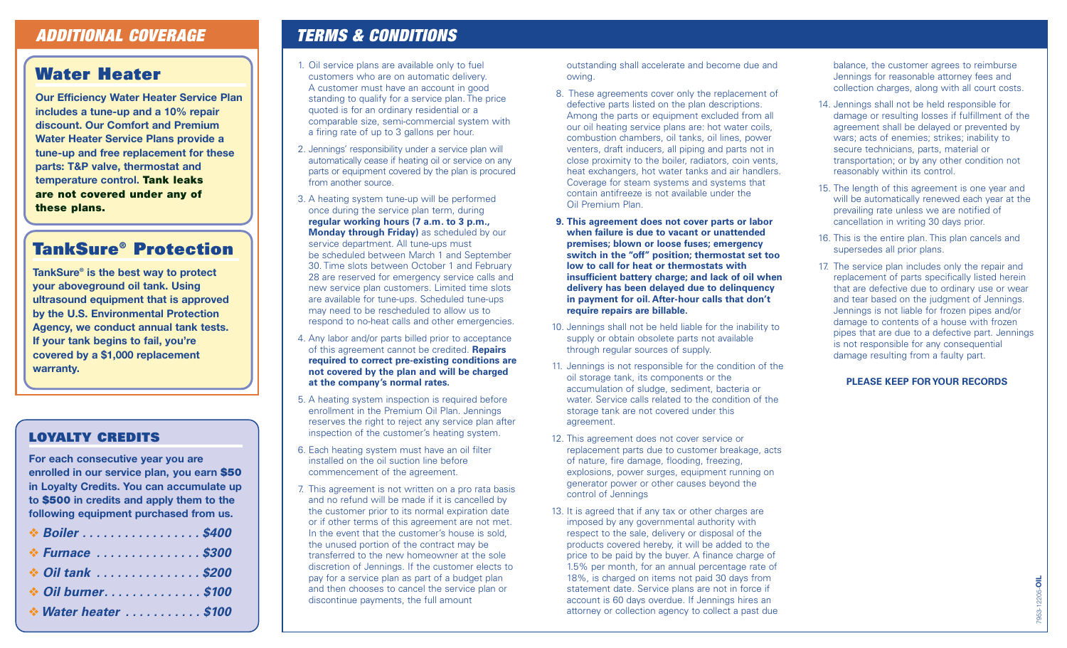## ADDITIONAL COVERAGE

### Water Heater

**Our Efficiency Water Heater Service Plan includes a tune-up and a 10% repair discount. Our Comfort and Premium Water Heater Service Plans provide a tune-up and free replacement for these parts: T&P valve, thermostat and temperature control. Tank leaks are not covered under any of these plans.**

### TankSure® Protection

**TankSure® is the best way to protect your aboveground oil tank. Using ultrasound equipment that is approved by the U.S. Environmental Protection Agency, we conduct annual tank tests. If your tank begins to fail, you're covered by a $1,000 replacement warranty.**

### LOYALTY CREDITS

**For each consecutive year you are enrolled in our service plan, you earn $50 in Loyalty Credits. You can accumulate up to $500 in credits and apply them to the following equipment purchased from us.**

- ***Boiler . . . . . . . . . . . . . . . . . $400***
- ***Furnace . . . . . . . . . . . . . . . $300***
- ***Oil tank . . . . . . . . . . . . . . . $200***
- ***Oil burner. . . . . . . . . . . . . . $100***
- ***Water heater . . . . . . . . . . . $100***

## TERMS & CONDITIONS

1. Oil service plans are available only to fuel customers who are on automatic delivery. A customer must have an account in good standing to qualify for a service plan. The price quoted is for an ordinary residential or a comparable size, semi-commercial system with a firing rate of up to 3 gallons per hour.
2. Jennings' responsibility under a service plan will automatically cease if heating oil or service on any parts or equipment covered by the plan is procured from another source.
3. A heating system tune-up will be performed once during the service plan term, during **regular working hours (7 a.m. to 3 p.m., Monday through Friday)** as scheduled by our service department. All tune-ups must be scheduled between March 1 and September 30. Time slots between October 1 and February 28 are reserved for emergency service calls and new service plan customers. Limited time slots are available for tune-ups. Scheduled tune-ups may need to be rescheduled to allow us to respond to no-heat calls and other emergencies.
4. Any labor and/or parts billed prior to acceptance of this agreement cannot be credited. **Repairs required to correct pre-existing conditions are not covered by the plan and will be charged at the company's normal rates.**
5. A heating system inspection is required before enrollment in the Premium Oil Plan. Jennings reserves the right to reject any service plan after inspection of the customer's heating system.
6. Each heating system must have an oil filter installed on the oil suction line before commencement of the agreement.
7. This agreement is not written on a pro rata basis and no refund will be made if it is cancelled by the customer prior to its normal expiration date or if other terms of this agreement are not met. In the event that the customer's house is sold, the unused portion of the contract may be transferred to the new homeowner at the sole discretion of Jennings. If the customer elects to pay for a service plan as part of a budget plan and then chooses to cancel the service plan or discontinue payments, the full amount outstanding shall accelerate and become due and owing.
8. These agreements cover only the replacement of defective parts listed on the plan descriptions. Among the parts or equipment excluded from all our oil heating service plans are: hot water coils, combustion chambers, oil tanks, oil lines, power venters, draft inducers, all piping and parts not in close proximity to the boiler, radiators, coin vents, heat exchangers, hot water tanks and air handlers. Coverage for steam systems and systems that contain antifreeze is not available under the Oil Premium Plan.
9. **This agreement does not cover parts or labor when failure is due to vacant or unattended premises; blown or loose fuses; emergency switch in the "off" position; thermostat set too low to call for heat or thermostats with insufficient battery charge; and lack of oil when delivery has been delayed due to delinquency in payment for oil. After-hour calls that don't require repairs are billable.**
10. Jennings shall not be held liable for the inability to supply or obtain obsolete parts not available through regular sources of supply.
11. Jennings is not responsible for the condition of the oil storage tank, its components or the accumulation of sludge, sediment, bacteria or water. Service calls related to the condition of the storage tank are not covered under this agreement.
12. This agreement does not cover service or replacement parts due to customer breakage, acts of nature, fire damage, flooding, freezing, explosions, power surges, equipment running on generator power or other causes beyond the control of Jennings
13. It is agreed that if any tax or other charges are imposed by any governmental authority with respect to the sale, delivery or disposal of the products covered hereby, it will be added to the price to be paid by the buyer. A finance charge of 1.5% per month, for an annual percentage rate of 18%, is charged on items not paid 30 days from statement date. Service plans are not in force if account is 60 days overdue. If Jennings hires an attorney or collection agency to collect a past due balance, the customer agrees to reimburse Jennings for reasonable attorney fees and collection charges, along with all court costs.
14. Jennings shall not be held responsible for damage or resulting losses if fulfillment of the agreement shall be delayed or prevented by wars; acts of enemies; strikes; inability to secure technicians, parts, material or transportation; or by any other condition not reasonably within its control.
15. The length of this agreement is one year and will be automatically renewed each year at the prevailing rate unless we are notified of cancellation in writing 30 days prior.
16. This is the entire plan. This plan cancels and supersedes all prior plans.
17. The service plan includes only the repair and replacement of parts specifically listed herein that are defective due to ordinary use or wear and tear based on the judgment of Jennings. Jennings is not liable for frozen pipes and/or damage to contents of a house with frozen pipes that are due to a defective part. Jennings is not responsible for any consequential damage resulting from a faulty part.

**PLEASE KEEP FOR YOUR RECORDS**

7953-12205-**OIL**